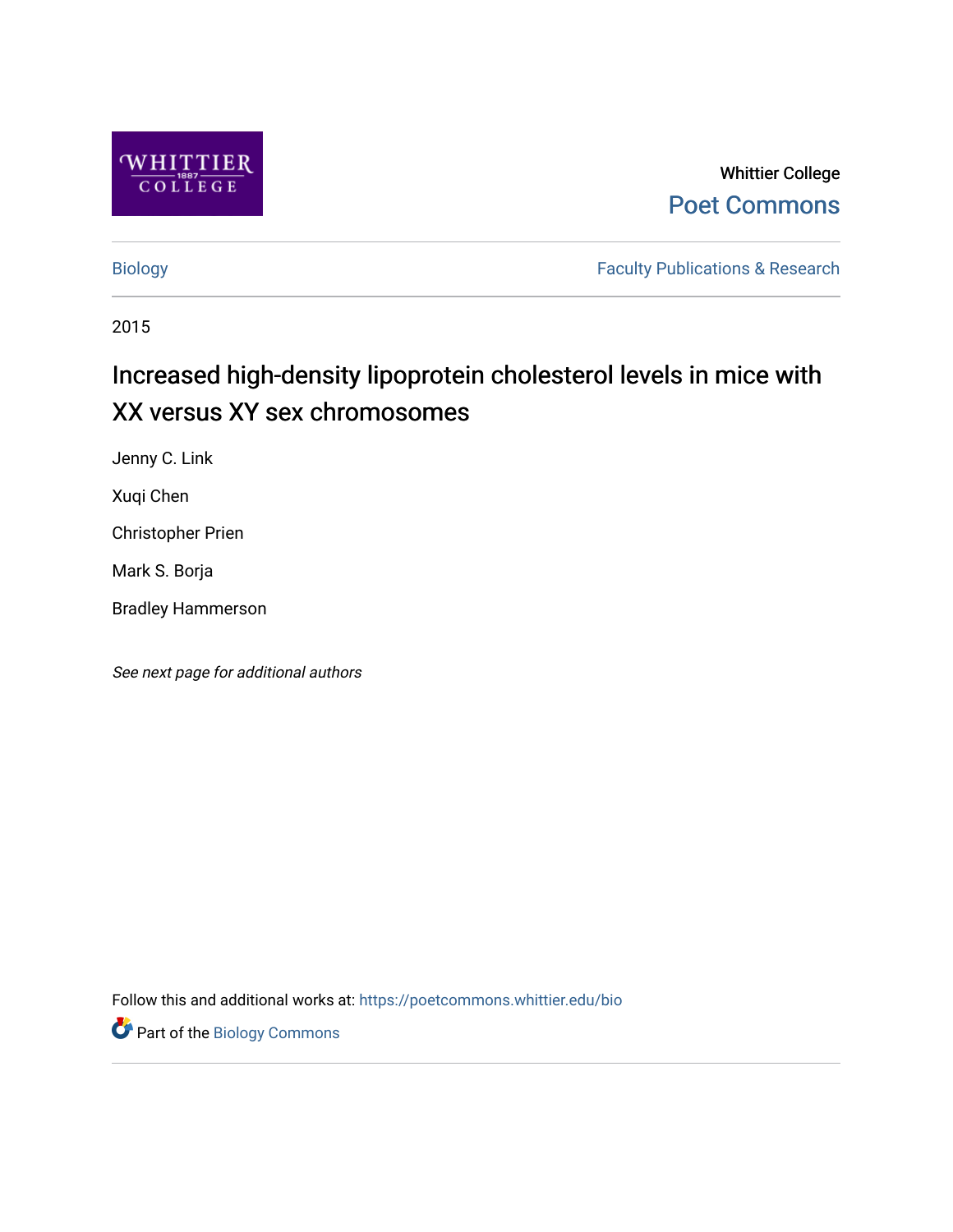Whittier College

Poet Commons

Biology

Faculty Publications & Research

2015

# Increased high-density lipoprotein cholesterol levels in mice with XX versus XY sex chromosomes

Jenny C. Link

Xuqi Chen

Christopher Prien

Mark S. Borja

Bradley Hammerson

*See next page for additional authors*

Follow this and additional works at: https://poetcommons.whittier.edu/bio

Part of the Biology Commons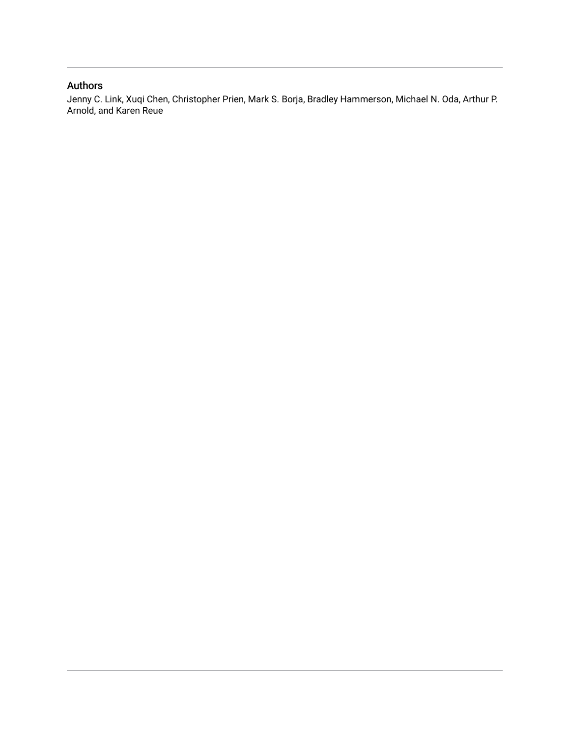## Authors

Jenny C. Link, Xuqi Chen, Christopher Prien, Mark S. Borja, Bradley Hammerson, Michael N. Oda, Arthur P. Arnold, and Karen Reue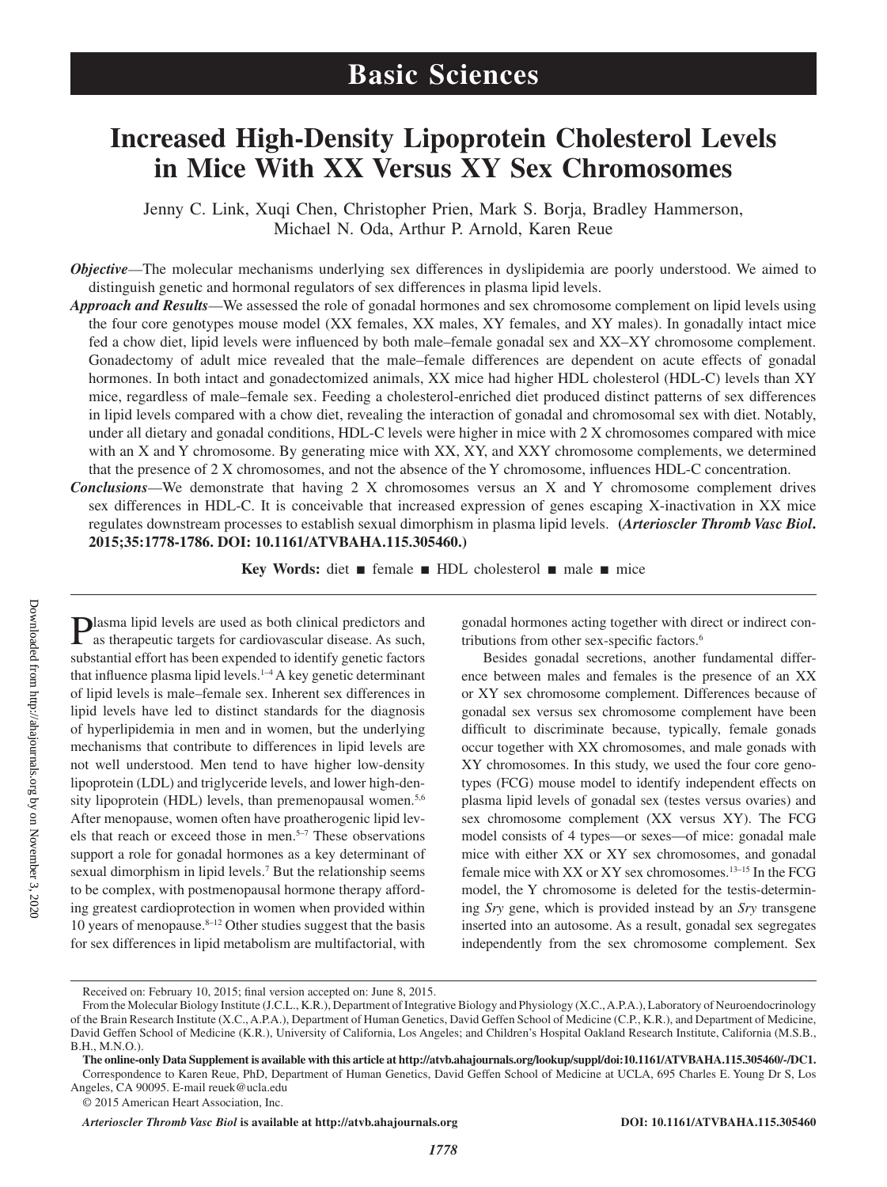# Basic Sciences

# Increased High-Density Lipoprotein Cholesterol Levels in Mice With XX Versus XY Sex Chromosomes

Jenny C. Link, Xuqi Chen, Christopher Prien, Mark S. Borja, Bradley Hammerson, Michael N. Oda, Arthur P. Arnold, Karen Reue

***Objective*****—**The molecular mechanisms underlying sex differences in dyslipidemia are poorly understood. We aimed to distinguish genetic and hormonal regulators of sex differences in plasma lipid levels.

***Approach and Results*****—**We assessed the role of gonadal hormones and sex chromosome complement on lipid levels using the four core genotypes mouse model (XX females, XX males, XY females, and XY males). In gonadally intact mice fed a chow diet, lipid levels were influenced by both male–female gonadal sex and XX–XY chromosome complement. Gonadectomy of adult mice revealed that the male–female differences are dependent on acute effects of gonadal hormones. In both intact and gonadectomized animals, XX mice had higher HDL cholesterol (HDL-C) levels than XY mice, regardless of male–female sex. Feeding a cholesterol-enriched diet produced distinct patterns of sex differences in lipid levels compared with a chow diet, revealing the interaction of gonadal and chromosomal sex with diet. Notably, under all dietary and gonadal conditions, HDL-C levels were higher in mice with 2 X chromosomes compared with mice with an X and Y chromosome. By generating mice with XX, XY, and XXY chromosome complements, we determined that the presence of 2 X chromosomes, and not the absence of the Y chromosome, influences HDL-C concentration.

***Conclusions*****—**We demonstrate that having 2 X chromosomes versus an X and Y chromosome complement drives sex differences in HDL-C. It is conceivable that increased expression of genes escaping X-inactivation in XX mice regulates downstream processes to establish sexual dimorphism in plasma lipid levels. **(*Arterioscler Thromb Vasc Biol*. 2015;35:1778-1786. DOI: 10.1161/ATVBAHA.115.305460.)**

**Key Words:** diet ■ female ■ HDL cholesterol ■ male ■ mice

Plasma lipid levels are used as both clinical predictors and as therapeutic targets for cardiovascular disease. As such, substantial effort has been expended to identify genetic factors that influence plasma lipid levels.[1–4] A key genetic determinant of lipid levels is male–female sex. Inherent sex differences in lipid levels have led to distinct standards for the diagnosis of hyperlipidemia in men and in women, but the underlying mechanisms that contribute to differences in lipid levels are not well understood. Men tend to have higher low-density lipoprotein (LDL) and triglyceride levels, and lower high-density lipoprotein (HDL) levels, than premenopausal women.[5,6] After menopause, women often have proatherogenic lipid levels that reach or exceed those in men.[5–7] These observations support a role for gonadal hormones as a key determinant of sexual dimorphism in lipid levels.[7] But the relationship seems to be complex, with postmenopausal hormone therapy affording greatest cardioprotection in women when provided within 10 years of menopause.[8–12] Other studies suggest that the basis for sex differences in lipid metabolism are multifactorial, with gonadal hormones acting together with direct or indirect contributions from other sex-specific factors.[6]

Besides gonadal secretions, another fundamental difference between males and females is the presence of an XX or XY sex chromosome complement. Differences because of gonadal sex versus sex chromosome complement have been difficult to discriminate because, typically, female gonads occur together with XX chromosomes, and male gonads with XY chromosomes. In this study, we used the four core genotypes (FCG) mouse model to identify independent effects on plasma lipid levels of gonadal sex (testes versus ovaries) and sex chromosome complement (XX versus XY). The FCG model consists of 4 types—or sexes—of mice: gonadal male mice with either XX or XY sex chromosomes, and gonadal female mice with XX or XY sex chromosomes.[13–15] In the FCG model, the Y chromosome is deleted for the testis-determining *Sry* gene, which is provided instead by an *Sry* transgene inserted into an autosome. As a result, gonadal sex segregates independently from the sex chromosome complement. Sex

Received on: February 10, 2015; final version accepted on: June 8, 2015.

From the Molecular Biology Institute (J.C.L., K.R.), Department of Integrative Biology and Physiology (X.C., A.P.A.), Laboratory of Neuroendocrinology of the Brain Research Institute (X.C., A.P.A.), Department of Human Genetics, David Geffen School of Medicine (C.P., K.R.), and Department of Medicine, David Geffen School of Medicine (K.R.), University of California, Los Angeles; and Children's Hospital Oakland Research Institute, California (M.S.B., B.H., M.N.O.).

**The online-only Data Supplement is available with this article at http://atvb.ahajournals.org/lookup/suppl/doi:10.1161/ATVBAHA.115.305460/-/DC1.**

Correspondence to Karen Reue, PhD, Department of Human Genetics, David Geffen School of Medicine at UCLA, 695 Charles E. Young Dr S, Los Angeles, CA 90095. E-mail reuek@ucla.edu

© 2015 American Heart Association, Inc.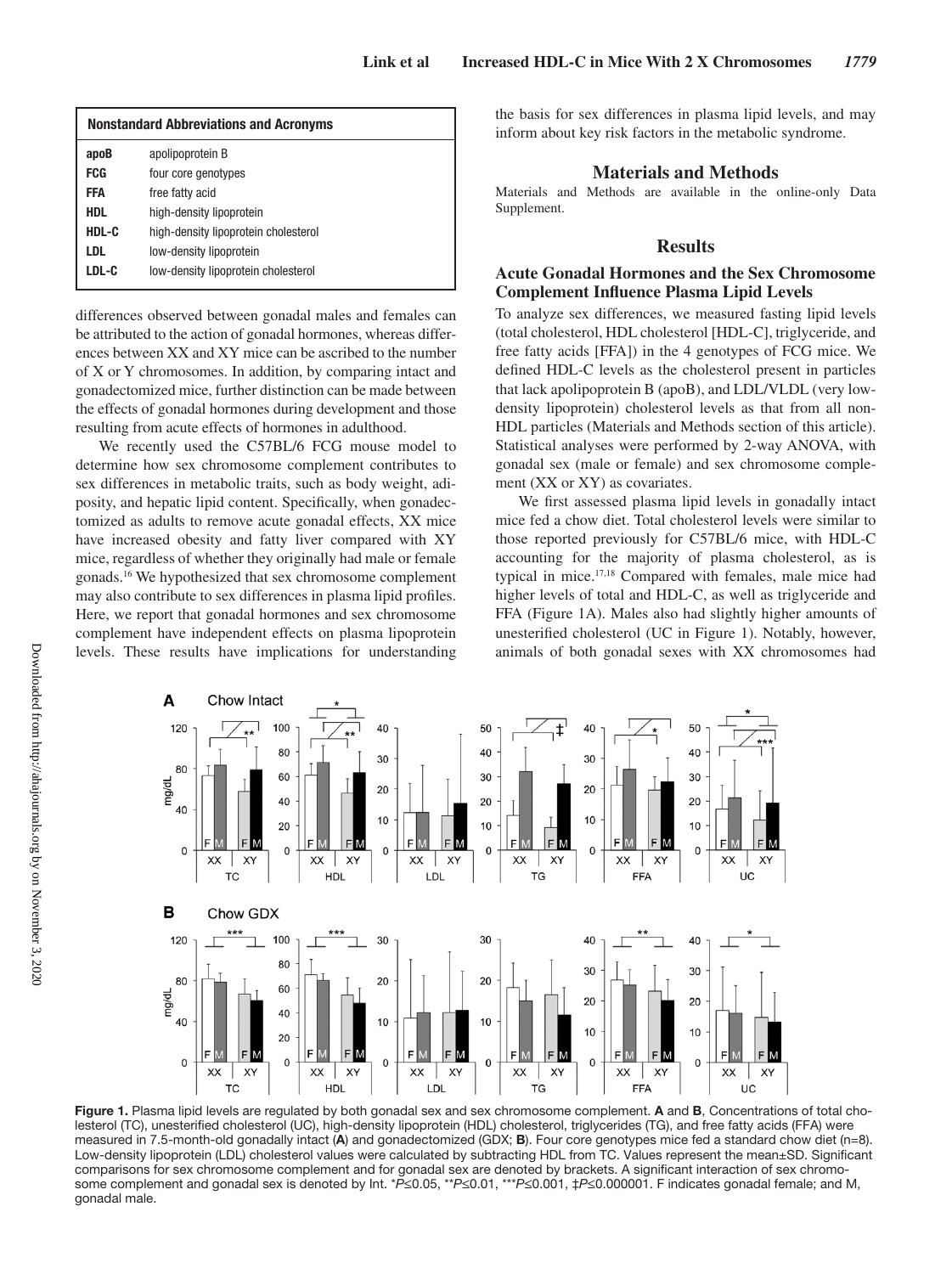| Nonstandard Abbreviations and Acronyms | |
|---|---|
| apoB | apolipoprotein B |
| FCG | four core genotypes |
| FFA | free fatty acid |
| HDL | high-density lipoprotein |
| HDL-C | high-density lipoprotein cholesterol |
| LDL | low-density lipoprotein |
| LDL-C | low-density lipoprotein cholesterol |

differences observed between gonadal males and females can be attributed to the action of gonadal hormones, whereas differences between XX and XY mice can be ascribed to the number of X or Y chromosomes. In addition, by comparing intact and gonadectomized mice, further distinction can be made between the effects of gonadal hormones during development and those resulting from acute effects of hormones in adulthood.

We recently used the C57BL/6 FCG mouse model to determine how sex chromosome complement contributes to sex differences in metabolic traits, such as body weight, adiposity, and hepatic lipid content. Specifically, when gonadectomized as adults to remove acute gonadal effects, XX mice have increased obesity and fatty liver compared with XY mice, regardless of whether they originally had male or female gonads.[16] We hypothesized that sex chromosome complement may also contribute to sex differences in plasma lipid profiles. Here, we report that gonadal hormones and sex chromosome complement have independent effects on plasma lipoprotein levels. These results have implications for understanding the basis for sex differences in plasma lipid levels, and may inform about key risk factors in the metabolic syndrome.

## Materials and Methods

Materials and Methods are available in the online-only Data Supplement.

## Results

### Acute Gonadal Hormones and the Sex Chromosome Complement Influence Plasma Lipid Levels

To analyze sex differences, we measured fasting lipid levels (total cholesterol, HDL cholesterol [HDL-C], triglyceride, and free fatty acids [FFA]) in the 4 genotypes of FCG mice. We defined HDL-C levels as the cholesterol present in particles that lack apolipoprotein B (apoB), and LDL/VLDL (very low-density lipoprotein) cholesterol levels as that from all non-HDL particles (Materials and Methods section of this article). Statistical analyses were performed by 2-way ANOVA, with gonadal sex (male or female) and sex chromosome complement (XX or XY) as covariates.

We first assessed plasma lipid levels in gonadally intact mice fed a chow diet. Total cholesterol levels were similar to those reported previously for C57BL/6 mice, with HDL-C accounting for the majority of plasma cholesterol, as is typical in mice.[17,18] Compared with females, male mice had higher levels of total and HDL-C, as well as triglyceride and FFA (Figure 1A). Males also had slightly higher amounts of unesterified cholesterol (UC in Figure 1). Notably, however, animals of both gonadal sexes with XX chromosomes had

**Figure 1.** Plasma lipid levels are regulated by both gonadal sex and sex chromosome complement. **A** and **B**, Concentrations of total cholesterol (TC), unesterified cholesterol (UC), high-density lipoprotein (HDL) cholesterol, triglycerides (TG), and free fatty acids (FFA) were measured in 7.5-month-old gonadally intact (**A**) and gonadectomized (GDX; **B**). Four core genotypes mice fed a standard chow diet (n=8). Low-density lipoprotein (LDL) cholesterol values were calculated by subtracting HDL from TC. Values represent the mean±SD. Significant comparisons for sex chromosome complement and for gonadal sex are denoted by brackets. A significant interaction of sex chromosome complement and gonadal sex is denoted by Int. *$P \leq 0.05$, **$P \leq 0.01$, ***$P \leq 0.001$, ‡$P \leq 0.000001$. F indicates gonadal female; and M, gonadal male.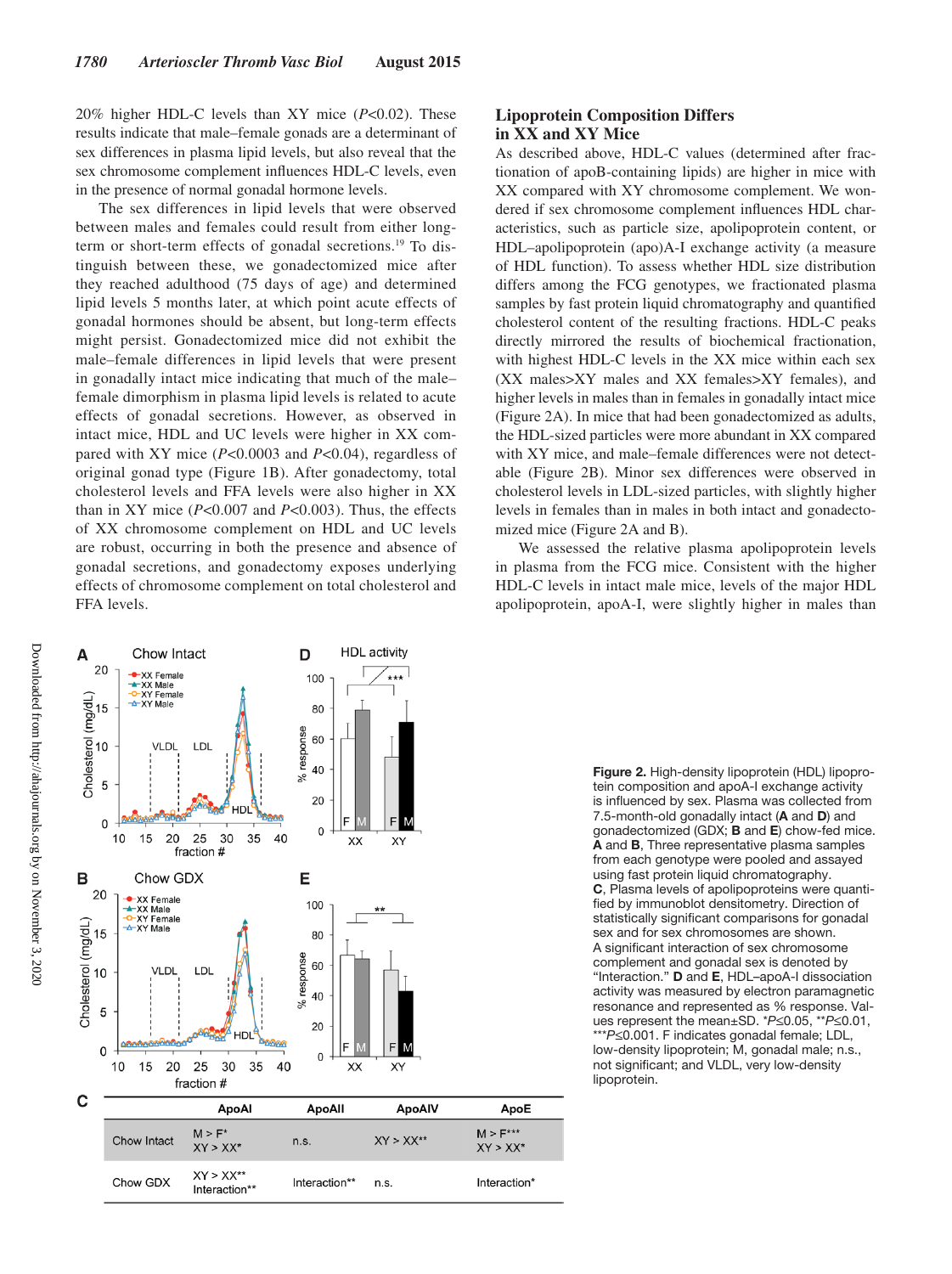20% higher HDL-C levels than XY mice ($P$<0.02). These results indicate that male–female gonads are a determinant of sex differences in plasma lipid levels, but also reveal that the sex chromosome complement influences HDL-C levels, even in the presence of normal gonadal hormone levels.

The sex differences in lipid levels that were observed between males and females could result from either long-term or short-term effects of gonadal secretions.[19] To distinguish between these, we gonadectomized mice after they reached adulthood (75 days of age) and determined lipid levels 5 months later, at which point acute effects of gonadal hormones should be absent, but long-term effects might persist. Gonadectomized mice did not exhibit the male–female differences in lipid levels that were present in gonadally intact mice indicating that much of the male–female dimorphism in plasma lipid levels is related to acute effects of gonadal secretions. However, as observed in intact mice, HDL and UC levels were higher in XX compared with XY mice ($P$<0.0003 and $P$<0.04), regardless of original gonad type (Figure 1B). After gonadectomy, total cholesterol levels and FFA levels were also higher in XX than in XY mice ($P$<0.007 and $P$<0.003). Thus, the effects of XX chromosome complement on HDL and UC levels are robust, occurring in both the presence and absence of gonadal secretions, and gonadectomy exposes underlying effects of chromosome complement on total cholesterol and FFA levels.

## Lipoprotein Composition Differs in XX and XY Mice

As described above, HDL-C values (determined after fractionation of apoB-containing lipids) are higher in mice with XX compared with XY chromosome complement. We wondered if sex chromosome complement influences HDL characteristics, such as particle size, apolipoprotein content, or HDL–apolipoprotein (apo)A-I exchange activity (a measure of HDL function). To assess whether HDL size distribution differs among the FCG genotypes, we fractionated plasma samples by fast protein liquid chromatography and quantified cholesterol content of the resulting fractions. HDL-C peaks directly mirrored the results of biochemical fractionation, with highest HDL-C levels in the XX mice within each sex (XX males>XY males and XX females>XY females), and higher levels in males than in females in gonadally intact mice (Figure 2A). In mice that had been gonadectomized as adults, the HDL-sized particles were more abundant in XX compared with XY mice, and male–female differences were not detectable (Figure 2B). Minor sex differences were observed in cholesterol levels in LDL-sized particles, with slightly higher levels in females than in males in both intact and gonadectomized mice (Figure 2A and B).

We assessed the relative plasma apolipoprotein levels in plasma from the FCG mice. Consistent with the higher HDL-C levels in intact male mice, levels of the major HDL apolipoprotein, apoA-I, were slightly higher in males than

| | ApoAI | ApoAII | ApoAIV | ApoE |
|---|---|---|---|---|
| Chow Intact | M > F*<br>XY > XX* | n.s. | XY > XX** | M > F***<br>XY > XX* |
| Chow GDX | XY > XX**<br>Interaction** | Interaction** | n.s. | Interaction* |

**Figure 2.** High-density lipoprotein (HDL) lipoprotein composition and apoA-I exchange activity is influenced by sex. Plasma was collected from 7.5-month-old gonadally intact (**A** and **D**) and gonadectomized (GDX; **B** and **E**) chow-fed mice. **A** and **B**, Three representative plasma samples from each genotype were pooled and assayed using fast protein liquid chromatography. **C**, Plasma levels of apolipoproteins were quantified by immunoblot densitometry. Direction of statistically significant comparisons for gonadal sex and for sex chromosomes are shown. A significant interaction of sex chromosome complement and gonadal sex is denoted by "Interaction." **D** and **E**, HDL–apoA-I dissociation activity was measured by electron paramagnetic resonance and represented as % response. Values represent the mean±SD. *$P$≤0.05, **$P$≤0.01, ***$P$≤0.001. F indicates gonadal female; LDL, low-density lipoprotein; M, gonadal male; n.s., not significant; and VLDL, very low-density lipoprotein.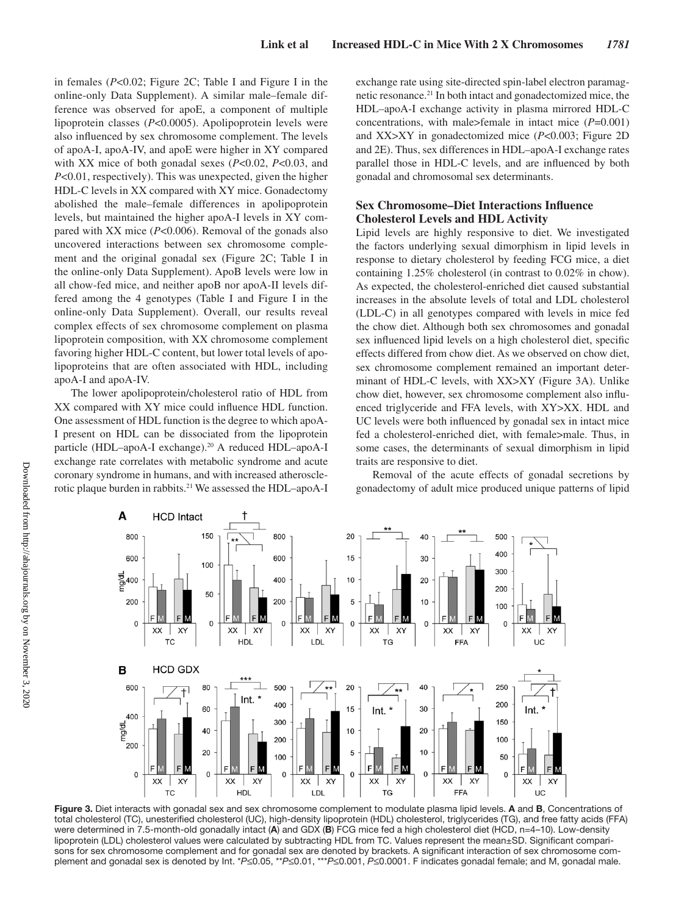in females (*P*<0.02; Figure 2C; Table I and Figure I in the online-only Data Supplement). A similar male–female difference was observed for apoE, a component of multiple lipoprotein classes (*P*<0.0005). Apolipoprotein levels were also influenced by sex chromosome complement. The levels of apoA-I, apoA-IV, and apoE were higher in XY compared with XX mice of both gonadal sexes (*P*<0.02, *P*<0.03, and *P*<0.01, respectively). This was unexpected, given the higher HDL-C levels in XX compared with XY mice. Gonadectomy abolished the male–female differences in apolipoprotein levels, but maintained the higher apoA-I levels in XY compared with XX mice (*P*<0.006). Removal of the gonads also uncovered interactions between sex chromosome complement and the original gonadal sex (Figure 2C; Table I in the online-only Data Supplement). ApoB levels were low in all chow-fed mice, and neither apoB nor apoA-II levels differed among the 4 genotypes (Table I and Figure I in the online-only Data Supplement). Overall, our results reveal complex effects of sex chromosome complement on plasma lipoprotein composition, with XX chromosome complement favoring higher HDL-C content, but lower total levels of apolipoproteins that are often associated with HDL, including apoA-I and apoA-IV.

The lower apolipoprotein/cholesterol ratio of HDL from XX compared with XY mice could influence HDL function. One assessment of HDL function is the degree to which apoA-I present on HDL can be dissociated from the lipoprotein particle (HDL–apoA-I exchange).[20] A reduced HDL–apoA-I exchange rate correlates with metabolic syndrome and acute coronary syndrome in humans, and with increased atherosclerotic plaque burden in rabbits.[21] We assessed the HDL–apoA-I exchange rate using site-directed spin-label electron paramagnetic resonance.[21] In both intact and gonadectomized mice, the HDL–apoA-I exchange activity in plasma mirrored HDL-C concentrations, with male>female in intact mice (*P*=0.001) and XX>XY in gonadectomized mice (*P*<0.003; Figure 2D and 2E). Thus, sex differences in HDL–apoA-I exchange rates parallel those in HDL-C levels, and are influenced by both gonadal and chromosomal sex determinants.

### Sex Chromosome–Diet Interactions Influence Cholesterol Levels and HDL Activity

Lipid levels are highly responsive to diet. We investigated the factors underlying sexual dimorphism in lipid levels in response to dietary cholesterol by feeding FCG mice, a diet containing 1.25% cholesterol (in contrast to 0.02% in chow). As expected, the cholesterol-enriched diet caused substantial increases in the absolute levels of total and LDL cholesterol (LDL-C) in all genotypes compared with levels in mice fed the chow diet. Although both sex chromosomes and gonadal sex influenced lipid levels on a high cholesterol diet, specific effects differed from chow diet. As we observed on chow diet, sex chromosome complement remained an important determinant of HDL-C levels, with XX>XY (Figure 3A). Unlike chow diet, however, sex chromosome complement also influenced triglyceride and FFA levels, with XY>XX. HDL and UC levels were both influenced by gonadal sex in intact mice fed a cholesterol-enriched diet, with female>male. Thus, in some cases, the determinants of sexual dimorphism in lipid traits are responsive to diet.

Removal of the acute effects of gonadal secretions by gonadectomy of adult mice produced unique patterns of lipid

**Figure 3.** Diet interacts with gonadal sex and sex chromosome complement to modulate plasma lipid levels. **A** and **B**, Concentrations of total cholesterol (TC), unesterified cholesterol (UC), high-density lipoprotein (HDL) cholesterol, triglycerides (TG), and free fatty acids (FFA) were determined in 7.5-month-old gonadally intact (**A**) and GDX (**B**) FCG mice fed a high cholesterol diet (HCD, n=4–10). Low-density lipoprotein (LDL) cholesterol values were calculated by subtracting HDL from TC. Values represent the mean±SD. Significant comparisons for sex chromosome complement and for gonadal sex are denoted by brackets. A significant interaction of sex chromosome complement and gonadal sex is denoted by Int. *$P\leq0.05$, **$P\leq0.01$, ***$P\leq0.001$, $P\leq0.0001$. F indicates gonadal female; and M, gonadal male.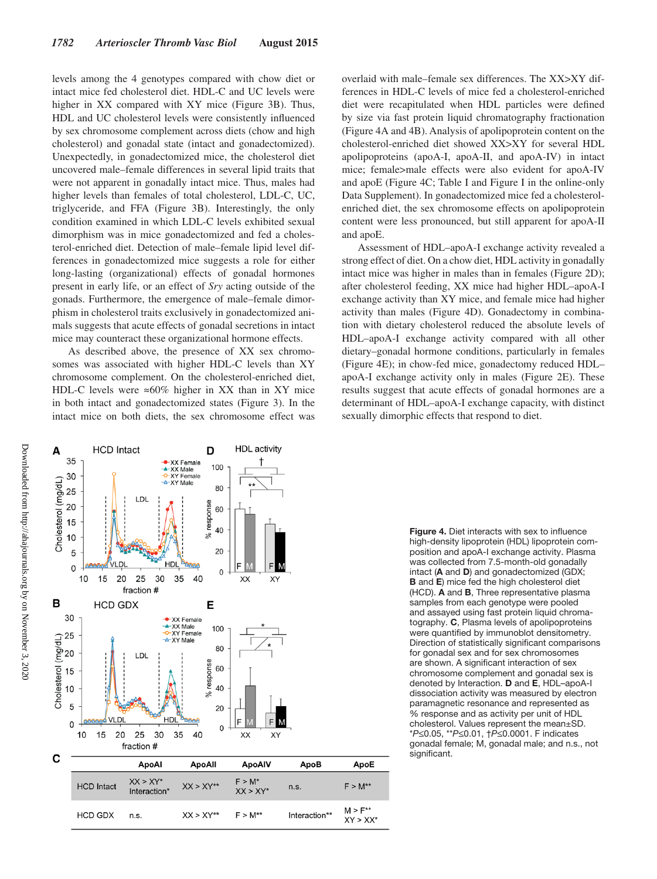levels among the 4 genotypes compared with chow diet or intact mice fed cholesterol diet. HDL-C and UC levels were higher in XX compared with XY mice (Figure 3B). Thus, HDL and UC cholesterol levels were consistently influenced by sex chromosome complement across diets (chow and high cholesterol) and gonadal state (intact and gonadectomized). Unexpectedly, in gonadectomized mice, the cholesterol diet uncovered male–female differences in several lipid traits that were not apparent in gonadally intact mice. Thus, males had higher levels than females of total cholesterol, LDL-C, UC, triglyceride, and FFA (Figure 3B). Interestingly, the only condition examined in which LDL-C levels exhibited sexual dimorphism was in mice gonadectomized and fed a cholesterol-enriched diet. Detection of male–female lipid level differences in gonadectomized mice suggests a role for either long-lasting (organizational) effects of gonadal hormones present in early life, or an effect of *Sry* acting outside of the gonads. Furthermore, the emergence of male–female dimorphism in cholesterol traits exclusively in gonadectomized animals suggests that acute effects of gonadal secretions in intact mice may counteract these organizational hormone effects.

As described above, the presence of XX sex chromosomes was associated with higher HDL-C levels than XY chromosome complement. On the cholesterol-enriched diet, HDL-C levels were ≈60% higher in XX than in XY mice in both intact and gonadectomized states (Figure 3). In the intact mice on both diets, the sex chromosome effect was overlaid with male–female sex differences. The XX>XY differences in HDL-C levels of mice fed a cholesterol-enriched diet were recapitulated when HDL particles were defined by size via fast protein liquid chromatography fractionation (Figure 4A and 4B). Analysis of apolipoprotein content on the cholesterol-enriched diet showed XX>XY for several HDL apolipoproteins (apoA-I, apoA-II, and apoA-IV) in intact mice; female>male effects were also evident for apoA-IV and apoE (Figure 4C; Table I and Figure I in the online-only Data Supplement). In gonadectomized mice fed a cholesterol-enriched diet, the sex chromosome effects on apolipoprotein content were less pronounced, but still apparent for apoA-II and apoE.

Assessment of HDL–apoA-I exchange activity revealed a strong effect of diet. On a chow diet, HDL activity in gonadally intact mice was higher in males than in females (Figure 2D); after cholesterol feeding, XX mice had higher HDL–apoA-I exchange activity than XY mice, and female mice had higher activity than males (Figure 4D). Gonadectomy in combination with dietary cholesterol reduced the absolute levels of HDL–apoA-I exchange activity compared with all other dietary–gonadal hormone conditions, particularly in females (Figure 4E); in chow-fed mice, gonadectomy reduced HDL–apoA-I exchange activity only in males (Figure 2E). These results suggest that acute effects of gonadal hormones are a determinant of HDL–apoA-I exchange capacity, with distinct sexually dimorphic effects that respond to diet.

|  | ApoAI | ApoAII | ApoAIV | ApoB | ApoE |
|---|---|---|---|---|---|
| HCD Intact | XX > XY* Interaction* | XX > XY** | F > M* XX > XY* | n.s. | F > M** |
| HCD GDX | n.s. | XX > XY** | F > M** | Interaction** | M > F** XY > XX* |

**Figure 4.** Diet interacts with sex to influence high-density lipoprotein (HDL) lipoprotein composition and apoA-I exchange activity. Plasma was collected from 7.5-month-old gonadally intact (**A** and **D**) and gonadectomized (GDX; **B** and **E**) mice fed the high cholesterol diet (HCD). **A** and **B**, Three representative plasma samples from each genotype were pooled and assayed using fast protein liquid chromatography. **C**, Plasma levels of apolipoproteins were quantified by immunoblot densitometry. Direction of statistically significant comparisons for gonadal sex and for sex chromosomes are shown. A significant interaction of sex chromosome complement and gonadal sex is denoted by Interaction. **D** and **E**, HDL–apoA-I dissociation activity was measured by electron paramagnetic resonance and represented as % response and as activity per unit of HDL cholesterol. Values represent the mean±SD. *$P≤0.05$, **$P≤0.01$, †$P≤0.0001$. F indicates gonadal female; M, gonadal male; and n.s., not significant.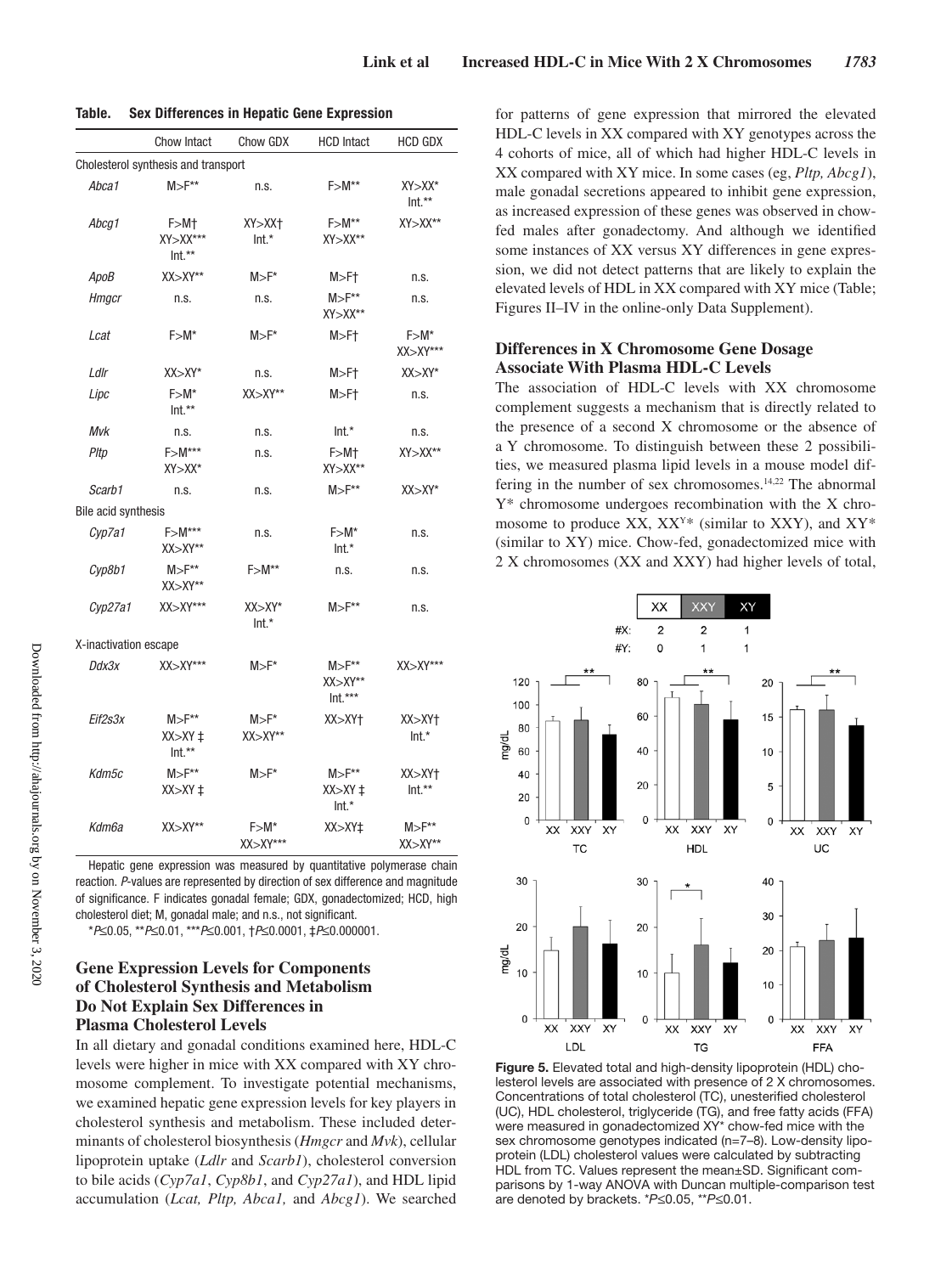**Table. Sex Differences in Hepatic Gene Expression**

| | Chow Intact | Chow GDX | HCD Intact | HCD GDX |
|---|---|---|---|---|
| Cholesterol synthesis and transport | | | | |
| *Abca1* | M>F** | n.s. | F>M** | XY>XX* Int.** |
| *Abcg1* | F>M† XY>XX*** Int.** | XY>XX† Int.* | F>M** XY>XX** | XY>XX** |
| *ApoB* | XX>XY** | M>F* | M>F† | n.s. |
| *Hmgcr* | n.s. | n.s. | M>F** XY>XX** | n.s. |
| *Lcat* | F>M* | M>F* | M>F† | F>M* XX>XY*** |
| *Ldlr* | XX>XY* | n.s. | M>F† | XX>XY* |
| *Lipc* | F>M* Int.** | XX>XY** | M>F† | n.s. |
| *Mvk* | n.s. | n.s. | Int.* | n.s. |
| *Pltp* | F>M*** XY>XX* | n.s. | F>M† XY>XX** | XY>XX** |
| *Scarb1* | n.s. | n.s. | M>F** | XX>XY* |
| Bile acid synthesis | | | | |
| *Cyp7a1* | F>M*** XX>XY** | n.s. | F>M* Int.* | n.s. |
| *Cyp8b1* | M>F** XX>XY** | F>M** | n.s. | n.s. |
| *Cyp27a1* | XX>XY*** | XX>XY* Int.* | M>F** | n.s. |
| X-inactivation escape | | | | |
| *Ddx3x* | XX>XY*** | M>F* | M>F** XX>XY** Int.*** | XX>XY*** |
| *Eif2s3x* | M>F** XX>XY ‡ Int.** | M>F* XX>XY** | XX>XY† | XX>XY† Int.* |
| *Kdm5c* | M>F** XX>XY ‡ | M>F* | M>F** XX>XY ‡ Int.* | XX>XY† Int.** |
| *Kdm6a* | XX>XY** | F>M* XX>XY*** | XX>XY‡ | M>F** XX>XY** |

Hepatic gene expression was measured by quantitative polymerase chain reaction. *P*-values are represented by direction of sex difference and magnitude of significance. F indicates gonadal female; GDX, gonadectomized; HCD, high cholesterol diet; M, gonadal male; and n.s., not significant.

*$P≤0.05$, **$P≤0.01$, ***$P≤0.001$, †$P≤0.0001$, ‡$P≤0.000001$.

## Gene Expression Levels for Components of Cholesterol Synthesis and Metabolism Do Not Explain Sex Differences in Plasma Cholesterol Levels

In all dietary and gonadal conditions examined here, HDL-C levels were higher in mice with XX compared with XY chromosome complement. To investigate potential mechanisms, we examined hepatic gene expression levels for key players in cholesterol synthesis and metabolism. These included determinants of cholesterol biosynthesis (*Hmgcr* and *Mvk*), cellular lipoprotein uptake (*Ldlr* and *Scarb1*), cholesterol conversion to bile acids (*Cyp7a1*, *Cyp8b1*, and *Cyp27a1*), and HDL lipid accumulation (*Lcat, Pltp, Abca1,* and *Abcg1*). We searched for patterns of gene expression that mirrored the elevated HDL-C levels in XX compared with XY genotypes across the 4 cohorts of mice, all of which had higher HDL-C levels in XX compared with XY mice. In some cases (eg, *Pltp, Abcg1*), male gonadal secretions appeared to inhibit gene expression, as increased expression of these genes was observed in chow-fed males after gonadectomy. And although we identified some instances of XX versus XY differences in gene expression, we did not detect patterns that are likely to explain the elevated levels of HDL in XX compared with XY mice (Table; Figures II–IV in the online-only Data Supplement).

## Differences in X Chromosome Gene Dosage Associate With Plasma HDL-C Levels

The association of HDL-C levels with XX chromosome complement suggests a mechanism that is directly related to the presence of a second X chromosome or the absence of a Y chromosome. To distinguish between these 2 possibilities, we measured plasma lipid levels in a mouse model differing in the number of sex chromosomes.[14,22] The abnormal Y* chromosome undergoes recombination with the X chromosome to produce XX, XX$^{Y*}$ (similar to XXY), and XY* (similar to XY) mice. Chow-fed, gonadectomized mice with 2 X chromosomes (XX and XXY) had higher levels of total,

**Figure 5.** Elevated total and high-density lipoprotein (HDL) cholesterol levels are associated with presence of 2 X chromosomes. Concentrations of total cholesterol (TC), unesterified cholesterol (UC), HDL cholesterol, triglyceride (TG), and free fatty acids (FFA) were measured in gonadectomized XY* chow-fed mice with the sex chromosome genotypes indicated (n=7–8). Low-density lipoprotein (LDL) cholesterol values were calculated by subtracting HDL from TC. Values represent the mean±SD. Significant comparisons by 1-way ANOVA with Duncan multiple-comparison test are denoted by brackets. *$P≤0.05$, **$P≤0.01$.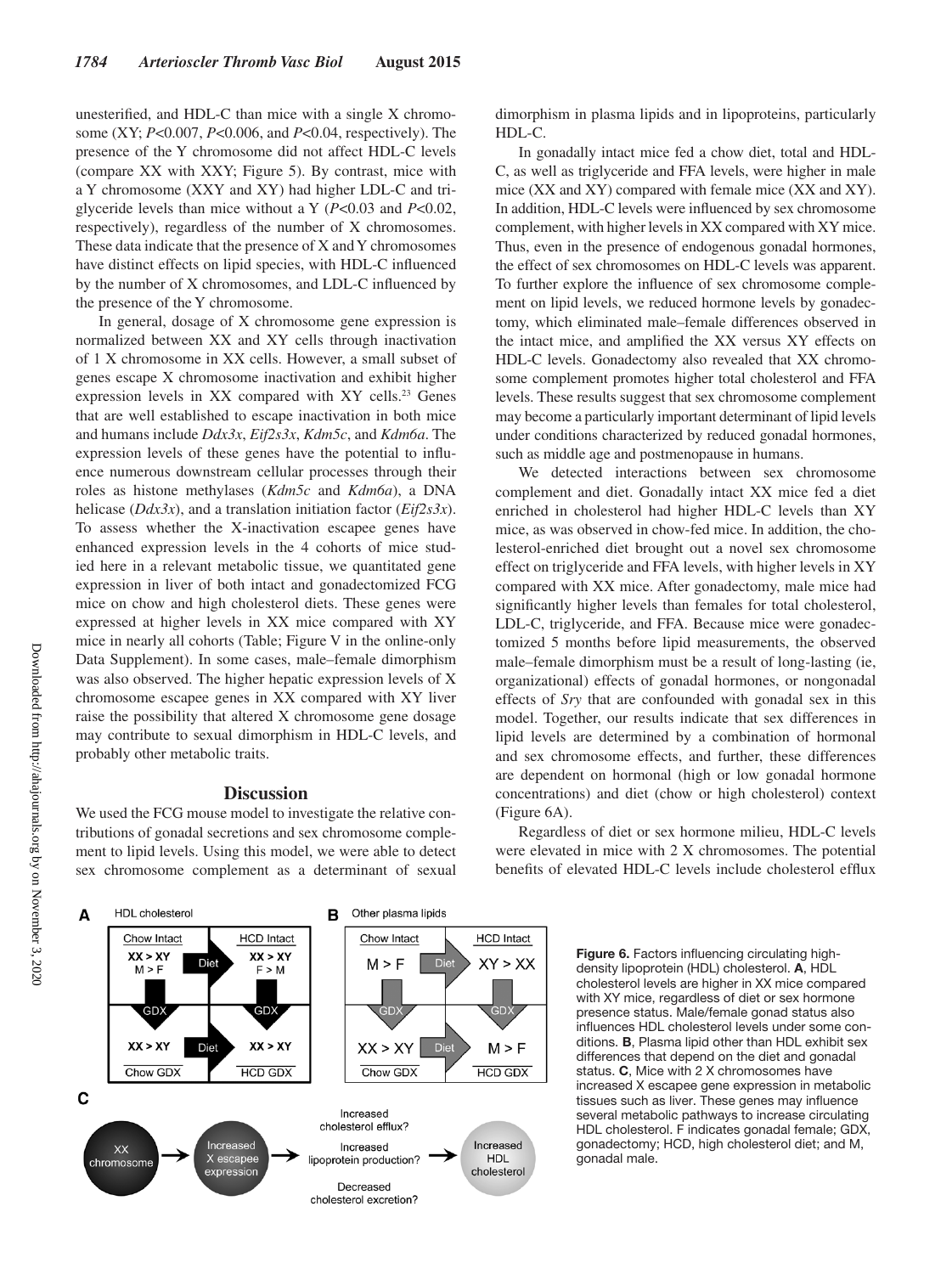unesterified, and HDL-C than mice with a single X chromosome (XY; $P<0.007$, $P<0.006$, and $P<0.04$, respectively). The presence of the Y chromosome did not affect HDL-C levels (compare XX with XXY; Figure 5). By contrast, mice with a Y chromosome (XXY and XY) had higher LDL-C and triglyceride levels than mice without a Y ($P<0.03$ and $P<0.02$, respectively), regardless of the number of X chromosomes. These data indicate that the presence of X and Y chromosomes have distinct effects on lipid species, with HDL-C influenced by the number of X chromosomes, and LDL-C influenced by the presence of the Y chromosome.

In general, dosage of X chromosome gene expression is normalized between XX and XY cells through inactivation of 1 X chromosome in XX cells. However, a small subset of genes escape X chromosome inactivation and exhibit higher expression levels in XX compared with XY cells.[23] Genes that are well established to escape inactivation in both mice and humans include *Ddx3x*, *Eif2s3x*, *Kdm5c*, and *Kdm6a*. The expression levels of these genes have the potential to influence numerous downstream cellular processes through their roles as histone methylases (*Kdm5c* and *Kdm6a*), a DNA helicase (*Ddx3x*), and a translation initiation factor (*Eif2s3x*). To assess whether the X-inactivation escapee genes have enhanced expression levels in the 4 cohorts of mice studied here in a relevant metabolic tissue, we quantitated gene expression in liver of both intact and gonadectomized FCG mice on chow and high cholesterol diets. These genes were expressed at higher levels in XX mice compared with XY mice in nearly all cohorts (Table; Figure V in the online-only Data Supplement). In some cases, male–female dimorphism was also observed. The higher hepatic expression levels of X chromosome escapee genes in XX compared with XY liver raise the possibility that altered X chromosome gene dosage may contribute to sexual dimorphism in HDL-C levels, and probably other metabolic traits.

## Discussion

We used the FCG mouse model to investigate the relative contributions of gonadal secretions and sex chromosome complement to lipid levels. Using this model, we were able to detect sex chromosome complement as a determinant of sexual dimorphism in plasma lipids and in lipoproteins, particularly HDL-C.

In gonadally intact mice fed a chow diet, total and HDL-C, as well as triglyceride and FFA levels, were higher in male mice (XX and XY) compared with female mice (XX and XY). In addition, HDL-C levels were influenced by sex chromosome complement, with higher levels in XX compared with XY mice. Thus, even in the presence of endogenous gonadal hormones, the effect of sex chromosomes on HDL-C levels was apparent. To further explore the influence of sex chromosome complement on lipid levels, we reduced hormone levels by gonadectomy, which eliminated male–female differences observed in the intact mice, and amplified the XX versus XY effects on HDL-C levels. Gonadectomy also revealed that XX chromosome complement promotes higher total cholesterol and FFA levels. These results suggest that sex chromosome complement may become a particularly important determinant of lipid levels under conditions characterized by reduced gonadal hormones, such as middle age and postmenopause in humans.

We detected interactions between sex chromosome complement and diet. Gonadally intact XX mice fed a diet enriched in cholesterol had higher HDL-C levels than XY mice, as was observed in chow-fed mice. In addition, the cholesterol-enriched diet brought out a novel sex chromosome effect on triglyceride and FFA levels, with higher levels in XY compared with XX mice. After gonadectomy, male mice had significantly higher levels than females for total cholesterol, LDL-C, triglyceride, and FFA. Because mice were gonadectomized 5 months before lipid measurements, the observed male–female dimorphism must be a result of long-lasting (ie, organizational) effects of gonadal hormones, or nongonadal effects of *Sry* that are confounded with gonadal sex in this model. Together, our results indicate that sex differences in lipid levels are determined by a combination of hormonal and sex chromosome effects, and further, these differences are dependent on hormonal (high or low gonadal hormone concentrations) and diet (chow or high cholesterol) context (Figure 6A).

Regardless of diet or sex hormone milieu, HDL-C levels were elevated in mice with 2 X chromosomes. The potential benefits of elevated HDL-C levels include cholesterol efflux

**Figure 6.** Factors influencing circulating high-density lipoprotein (HDL) cholesterol. **A**, HDL cholesterol levels are higher in XX mice compared with XY mice, regardless of diet or sex hormone presence status. Male/female gonad status also influences HDL cholesterol levels under some conditions. **B**, Plasma lipid other than HDL exhibit sex differences that depend on the diet and gonadal status. **C**, Mice with 2 X chromosomes have increased X escapee gene expression in metabolic tissues such as liver. These genes may influence several metabolic pathways to increase circulating HDL cholesterol. F indicates gonadal female; GDX, gonadectomy; HCD, high cholesterol diet; and M, gonadal male.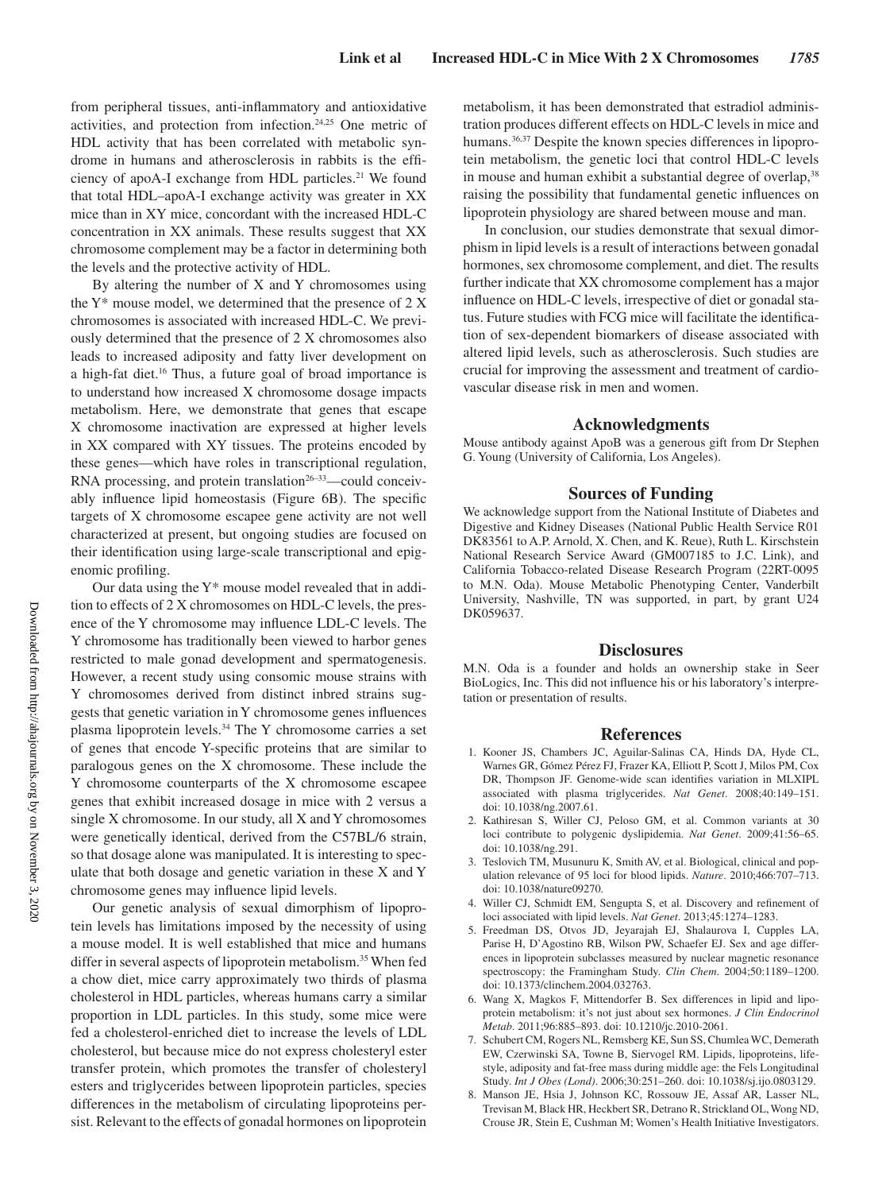from peripheral tissues, anti-inflammatory and antioxidative activities, and protection from infection.[24,25] One metric of HDL activity that has been correlated with metabolic syndrome in humans and atherosclerosis in rabbits is the efficiency of apoA-I exchange from HDL particles.[21] We found that total HDL–apoA-I exchange activity was greater in XX mice than in XY mice, concordant with the increased HDL-C concentration in XX animals. These results suggest that XX chromosome complement may be a factor in determining both the levels and the protective activity of HDL.

By altering the number of X and Y chromosomes using the Y* mouse model, we determined that the presence of 2 X chromosomes is associated with increased HDL-C. We previously determined that the presence of 2 X chromosomes also leads to increased adiposity and fatty liver development on a high-fat diet.[16] Thus, a future goal of broad importance is to understand how increased X chromosome dosage impacts metabolism. Here, we demonstrate that genes that escape X chromosome inactivation are expressed at higher levels in XX compared with XY tissues. The proteins encoded by these genes—which have roles in transcriptional regulation, RNA processing, and protein translation[26–33]—could conceivably influence lipid homeostasis (Figure 6B). The specific targets of X chromosome escapee gene activity are not well characterized at present, but ongoing studies are focused on their identification using large-scale transcriptional and epigenomic profiling.

Our data using the Y* mouse model revealed that in addition to effects of 2 X chromosomes on HDL-C levels, the presence of the Y chromosome may influence LDL-C levels. The Y chromosome has traditionally been viewed to harbor genes restricted to male gonad development and spermatogenesis. However, a recent study using consomic mouse strains with Y chromosomes derived from distinct inbred strains suggests that genetic variation in Y chromosome genes influences plasma lipoprotein levels.[34] The Y chromosome carries a set of genes that encode Y-specific proteins that are similar to paralogous genes on the X chromosome. These include the Y chromosome counterparts of the X chromosome escapee genes that exhibit increased dosage in mice with 2 versus a single X chromosome. In our study, all X and Y chromosomes were genetically identical, derived from the C57BL/6 strain, so that dosage alone was manipulated. It is interesting to speculate that both dosage and genetic variation in these X and Y chromosome genes may influence lipid levels.

Our genetic analysis of sexual dimorphism of lipoprotein levels has limitations imposed by the necessity of using a mouse model. It is well established that mice and humans differ in several aspects of lipoprotein metabolism.[35] When fed a chow diet, mice carry approximately two thirds of plasma cholesterol in HDL particles, whereas humans carry a similar proportion in LDL particles. In this study, some mice were fed a cholesterol-enriched diet to increase the levels of LDL cholesterol, but because mice do not express cholesteryl ester transfer protein, which promotes the transfer of cholesteryl esters and triglycerides between lipoprotein particles, species differences in the metabolism of circulating lipoproteins persist. Relevant to the effects of gonadal hormones on lipoprotein metabolism, it has been demonstrated that estradiol administration produces different effects on HDL-C levels in mice and humans.[36,37] Despite the known species differences in lipoprotein metabolism, the genetic loci that control HDL-C levels in mouse and human exhibit a substantial degree of overlap,[38] raising the possibility that fundamental genetic influences on lipoprotein physiology are shared between mouse and man.

In conclusion, our studies demonstrate that sexual dimorphism in lipid levels is a result of interactions between gonadal hormones, sex chromosome complement, and diet. The results further indicate that XX chromosome complement has a major influence on HDL-C levels, irrespective of diet or gonadal status. Future studies with FCG mice will facilitate the identification of sex-dependent biomarkers of disease associated with altered lipid levels, such as atherosclerosis. Such studies are crucial for improving the assessment and treatment of cardiovascular disease risk in men and women.

## Acknowledgments

Mouse antibody against ApoB was a generous gift from Dr Stephen G. Young (University of California, Los Angeles).

## Sources of Funding

We acknowledge support from the National Institute of Diabetes and Digestive and Kidney Diseases (National Public Health Service R01 DK83561 to A.P. Arnold, X. Chen, and K. Reue), Ruth L. Kirschstein National Research Service Award (GM007185 to J.C. Link), and California Tobacco-related Disease Research Program (22RT-0095 to M.N. Oda). Mouse Metabolic Phenotyping Center, Vanderbilt University, Nashville, TN was supported, in part, by grant U24 DK059637.

## Disclosures

M.N. Oda is a founder and holds an ownership stake in Seer BioLogics, Inc. This did not influence his or his laboratory's interpretation or presentation of results.

## References

1. Kooner JS, Chambers JC, Aguilar-Salinas CA, Hinds DA, Hyde CL, Warnes GR, Gómez Pérez FJ, Frazer KA, Elliott P, Scott J, Milos PM, Cox DR, Thompson JF. Genome-wide scan identifies variation in MLXIPL associated with plasma triglycerides. *Nat Genet*. 2008;40:149–151. doi: 10.1038/ng.2007.61.
2. Kathiresan S, Willer CJ, Peloso GM, et al. Common variants at 30 loci contribute to polygenic dyslipidemia. *Nat Genet*. 2009;41:56–65. doi: 10.1038/ng.291.
3. Teslovich TM, Musunuru K, Smith AV, et al. Biological, clinical and population relevance of 95 loci for blood lipids. *Nature*. 2010;466:707–713. doi: 10.1038/nature09270.
4. Willer CJ, Schmidt EM, Sengupta S, et al. Discovery and refinement of loci associated with lipid levels. *Nat Genet*. 2013;45:1274–1283.
5. Freedman DS, Otvos JD, Jeyarajah EJ, Shalaurova I, Cupples LA, Parise H, D'Agostino RB, Wilson PW, Schaefer EJ. Sex and age differences in lipoprotein subclasses measured by nuclear magnetic resonance spectroscopy: the Framingham Study. *Clin Chem*. 2004;50:1189–1200. doi: 10.1373/clinchem.2004.032763.
6. Wang X, Magkos F, Mittendorfer B. Sex differences in lipid and lipoprotein metabolism: it's not just about sex hormones. *J Clin Endocrinol Metab*. 2011;96:885–893. doi: 10.1210/jc.2010-2061.
7. Schubert CM, Rogers NL, Remsberg KE, Sun SS, Chumlea WC, Demerath EW, Czerwinski SA, Towne B, Siervogel RM. Lipids, lipoproteins, lifestyle, adiposity and fat-free mass during middle age: the Fels Longitudinal Study. *Int J Obes (Lond)*. 2006;30:251–260. doi: 10.1038/sj.ijo.0803129.
8. Manson JE, Hsia J, Johnson KC, Rossouw JE, Assaf AR, Lasser NL, Trevisan M, Black HR, Heckbert SR, Detrano R, Strickland OL, Wong ND, Crouse JR, Stein E, Cushman M; Women's Health Initiative Investigators.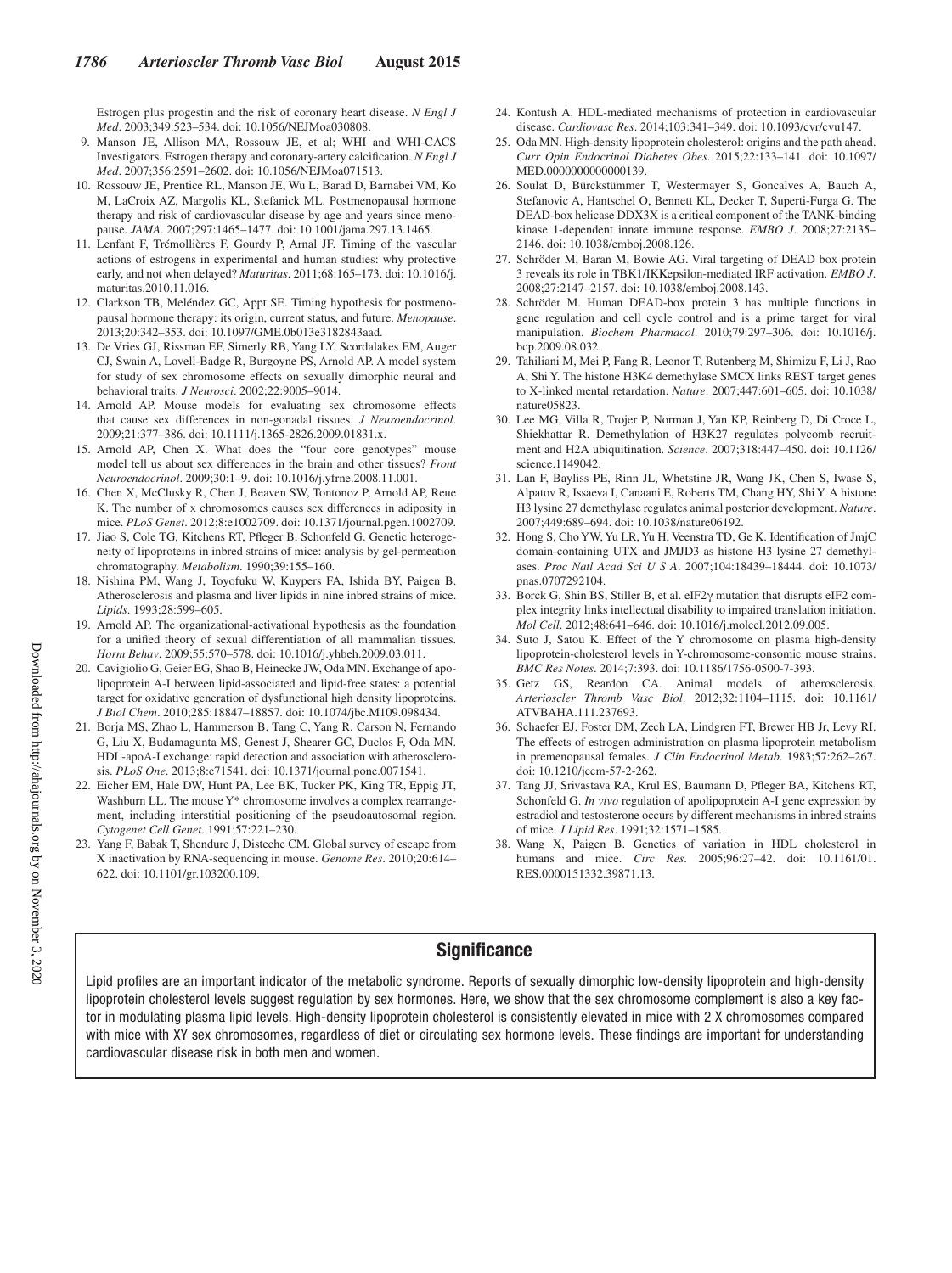Estrogen plus progestin and the risk of coronary heart disease. *N Engl J Med*. 2003;349:523–534. doi: 10.1056/NEJMoa030808.

9. Manson JE, Allison MA, Rossouw JE, et al; WHI and WHI-CACS Investigators. Estrogen therapy and coronary-artery calcification. *N Engl J Med*. 2007;356:2591–2602. doi: 10.1056/NEJMoa071513.
10. Rossouw JE, Prentice RL, Manson JE, Wu L, Barad D, Barnabei VM, Ko M, LaCroix AZ, Margolis KL, Stefanick ML. Postmenopausal hormone therapy and risk of cardiovascular disease by age and years since menopause. *JAMA*. 2007;297:1465–1477. doi: 10.1001/jama.297.13.1465.
11. Lenfant F, Trémollières F, Gourdy P, Arnal JF. Timing of the vascular actions of estrogens in experimental and human studies: why protective early, and not when delayed? *Maturitas*. 2011;68:165–173. doi: 10.1016/j.maturitas.2010.11.016.
12. Clarkson TB, Meléndez GC, Appt SE. Timing hypothesis for postmenopausal hormone therapy: its origin, current status, and future. *Menopause*. 2013;20:342–353. doi: 10.1097/GME.0b013e3182843aad.
13. De Vries GJ, Rissman EF, Simerly RB, Yang LY, Scordalakes EM, Auger CJ, Swain A, Lovell-Badge R, Burgoyne PS, Arnold AP. A model system for study of sex chromosome effects on sexually dimorphic neural and behavioral traits. *J Neurosci*. 2002;22:9005–9014.
14. Arnold AP. Mouse models for evaluating sex chromosome effects that cause sex differences in non-gonadal tissues. *J Neuroendocrinol*. 2009;21:377–386. doi: 10.1111/j.1365-2826.2009.01831.x.
15. Arnold AP, Chen X. What does the "four core genotypes" mouse model tell us about sex differences in the brain and other tissues? *Front Neuroendocrinol*. 2009;30:1–9. doi: 10.1016/j.yfrne.2008.11.001.
16. Chen X, McClusky R, Chen J, Beaven SW, Tontonoz P, Arnold AP, Reue K. The number of x chromosomes causes sex differences in adiposity in mice. *PLoS Genet*. 2012;8:e1002709. doi: 10.1371/journal.pgen.1002709.
17. Jiao S, Cole TG, Kitchens RT, Pfleger B, Schonfeld G. Genetic heterogeneity of lipoproteins in inbred strains of mice: analysis by gel-permeation chromatography. *Metabolism*. 1990;39:155–160.
18. Nishina PM, Wang J, Toyofuku W, Kuypers FA, Ishida BY, Paigen B. Atherosclerosis and plasma and liver lipids in nine inbred strains of mice. *Lipids*. 1993;28:599–605.
19. Arnold AP. The organizational-activational hypothesis as the foundation for a unified theory of sexual differentiation of all mammalian tissues. *Horm Behav*. 2009;55:570–578. doi: 10.1016/j.yhbeh.2009.03.011.
20. Cavigiolio G, Geier EG, Shao B, Heinecke JW, Oda MN. Exchange of apolipoprotein A-I between lipid-associated and lipid-free states: a potential target for oxidative generation of dysfunctional high density lipoproteins. *J Biol Chem*. 2010;285:18847–18857. doi: 10.1074/jbc.M109.098434.
21. Borja MS, Zhao L, Hammerson B, Tang C, Yang R, Carson N, Fernando G, Liu X, Budamagunta MS, Genest J, Shearer GC, Duclos F, Oda MN. HDL-apoA-I exchange: rapid detection and association with atherosclerosis. *PLoS One*. 2013;8:e71541. doi: 10.1371/journal.pone.0071541.
22. Eicher EM, Hale DW, Hunt PA, Lee BK, Tucker PK, King TR, Eppig JT, Washburn LL. The mouse Y* chromosome involves a complex rearrangement, including interstitial positioning of the pseudoautosomal region. *Cytogenet Cell Genet*. 1991;57:221–230.
23. Yang F, Babak T, Shendure J, Disteche CM. Global survey of escape from X inactivation by RNA-sequencing in mouse. *Genome Res*. 2010;20:614–622. doi: 10.1101/gr.103200.109.
24. Kontush A. HDL-mediated mechanisms of protection in cardiovascular disease. *Cardiovasc Res*. 2014;103:341–349. doi: 10.1093/cvr/cvu147.
25. Oda MN. High-density lipoprotein cholesterol: origins and the path ahead. *Curr Opin Endocrinol Diabetes Obes*. 2015;22:133–141. doi: 10.1097/MED.0000000000000139.
26. Soulat D, Bürckstümmer T, Westermayer S, Goncalves A, Bauch A, Stefanovic A, Hantschel O, Bennett KL, Decker T, Superti-Furga G. The DEAD-box helicase DDX3X is a critical component of the TANK-binding kinase 1-dependent innate immune response. *EMBO J*. 2008;27:2135–2146. doi: 10.1038/emboj.2008.126.
27. Schröder M, Baran M, Bowie AG. Viral targeting of DEAD box protein 3 reveals its role in TBK1/IKKepsilon-mediated IRF activation. *EMBO J*. 2008;27:2147–2157. doi: 10.1038/emboj.2008.143.
28. Schröder M. Human DEAD-box protein 3 has multiple functions in gene regulation and cell cycle control and is a prime target for viral manipulation. *Biochem Pharmacol*. 2010;79:297–306. doi: 10.1016/j.bcp.2009.08.032.
29. Tahiliani M, Mei P, Fang R, Leonor T, Rutenberg M, Shimizu F, Li J, Rao A, Shi Y. The histone H3K4 demethylase SMCX links REST target genes to X-linked mental retardation. *Nature*. 2007;447:601–605. doi: 10.1038/nature05823.
30. Lee MG, Villa R, Trojer P, Norman J, Yan KP, Reinberg D, Di Croce L, Shiekhattar R. Demethylation of H3K27 regulates polycomb recruitment and H2A ubiquitination. *Science*. 2007;318:447–450. doi: 10.1126/science.1149042.
31. Lan F, Bayliss PE, Rinn JL, Whetstine JR, Wang JK, Chen S, Iwase S, Alpatov R, Issaeva I, Canaani E, Roberts TM, Chang HY, Shi Y. A histone H3 lysine 27 demethylase regulates animal posterior development. *Nature*. 2007;449:689–694. doi: 10.1038/nature06192.
32. Hong S, Cho YW, Yu LR, Yu H, Veenstra TD, Ge K. Identification of JmjC domain-containing UTX and JMJD3 as histone H3 lysine 27 demethylases. *Proc Natl Acad Sci U S A*. 2007;104:18439–18444. doi: 10.1073/pnas.0707292104.
33. Borck G, Shin BS, Stiller B, et al. eIF2γ mutation that disrupts eIF2 complex integrity links intellectual disability to impaired translation initiation. *Mol Cell*. 2012;48:641–646. doi: 10.1016/j.molcel.2012.09.005.
34. Suto J, Satou K. Effect of the Y chromosome on plasma high-density lipoprotein-cholesterol levels in Y-chromosome-consomic mouse strains. *BMC Res Notes*. 2014;7:393. doi: 10.1186/1756-0500-7-393.
35. Getz GS, Reardon CA. Animal models of atherosclerosis. *Arterioscler Thromb Vasc Biol*. 2012;32:1104–1115. doi: 10.1161/ATVBAHA.111.237693.
36. Schaefer EJ, Foster DM, Zech LA, Lindgren FT, Brewer HB Jr, Levy RI. The effects of estrogen administration on plasma lipoprotein metabolism in premenopausal females. *J Clin Endocrinol Metab*. 1983;57:262–267. doi: 10.1210/jcem-57-2-262.
37. Tang JJ, Srivastava RA, Krul ES, Baumann D, Pfleger BA, Kitchens RT, Schonfeld G. *In vivo* regulation of apolipoprotein A-I gene expression by estradiol and testosterone occurs by different mechanisms in inbred strains of mice. *J Lipid Res*. 1991;32:1571–1585.
38. Wang X, Paigen B. Genetics of variation in HDL cholesterol in humans and mice. *Circ Res*. 2005;96:27–42. doi: 10.1161/01.RES.0000151332.39871.13.

## Significance

Lipid profiles are an important indicator of the metabolic syndrome. Reports of sexually dimorphic low-density lipoprotein and high-density lipoprotein cholesterol levels suggest regulation by sex hormones. Here, we show that the sex chromosome complement is also a key factor in modulating plasma lipid levels. High-density lipoprotein cholesterol is consistently elevated in mice with 2 X chromosomes compared with mice with XY sex chromosomes, regardless of diet or circulating sex hormone levels. These findings are important for understanding cardiovascular disease risk in both men and women.